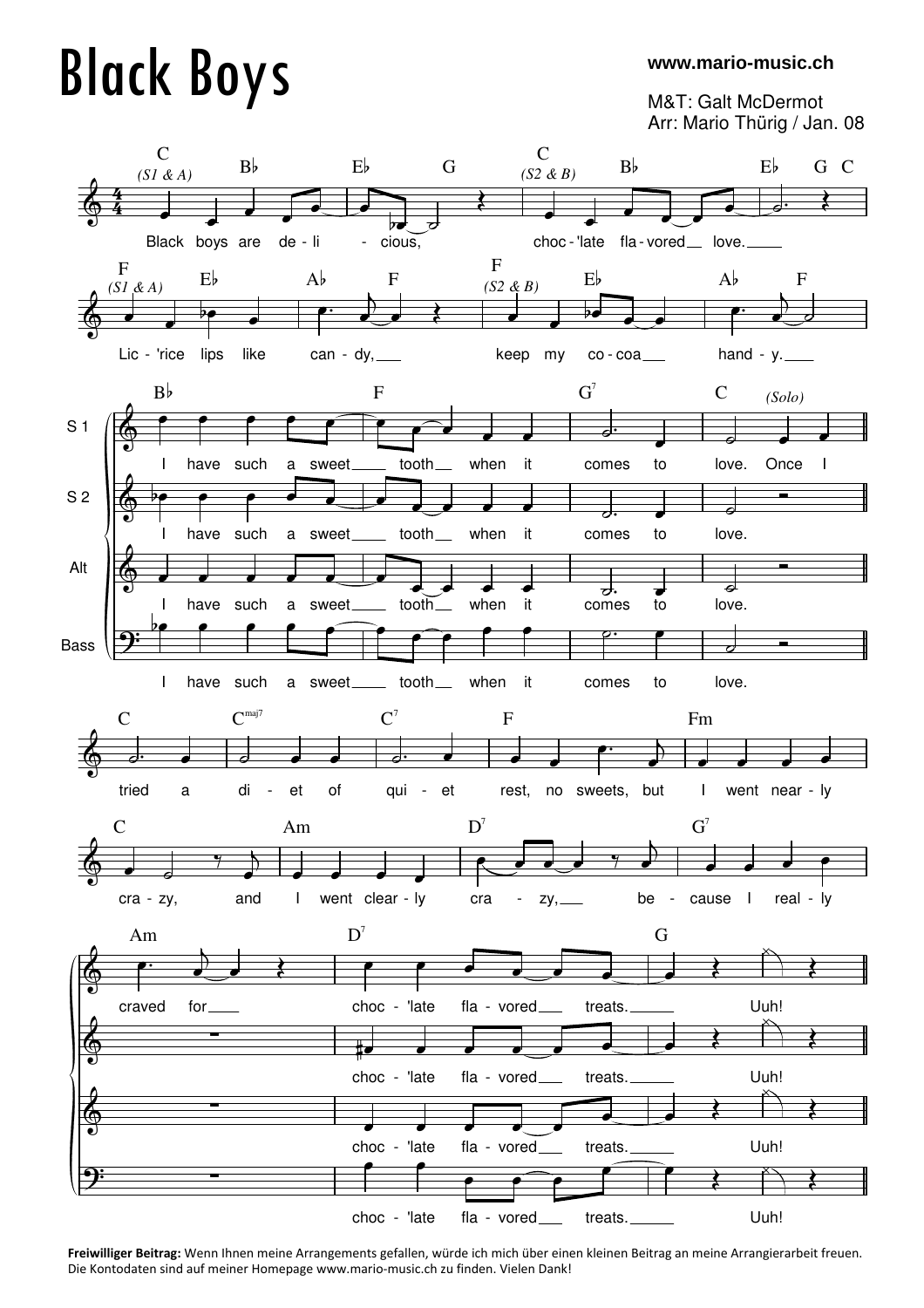# Black Boys

www.mario-music.ch

M&T: Galt McDermot
Arr: Mario Thürig / Jan. 08

(S1 & A) Black boys are de - li - cious, (S2 & B) choc - 'late fla - vored love.

(S1 & A) Lic - 'rice lips like can - dy, (S2 & B) keep my co - coa hand - y.

S 1: I have such a sweet tooth when it comes to love. (Solo) Once I

S 2: I have such a sweet tooth when it comes to love.

Alt: I have such a sweet tooth when it comes to love.

Bass: I have such a sweet tooth when it comes to love.

tried a di - et of qui - et rest, no sweets, but I went near - ly

cra - zy, and I went clear - ly cra - zy, be - cause I real - ly

craved for choc - 'late fla - vored treats. Uuh!

choc - 'late fla - vored treats. Uuh!

choc - 'late fla - vored treats. Uuh!

choc - 'late fla - vored treats. Uuh!

**Freiwilliger Beitrag:** Wenn Ihnen meine Arrangements gefallen, würde ich mich über einen kleinen Beitrag an meine Arrangierarbeit freuen. Die Kontodaten sind auf meiner Homepage www.mario-music.ch zu finden. Vielen Dank!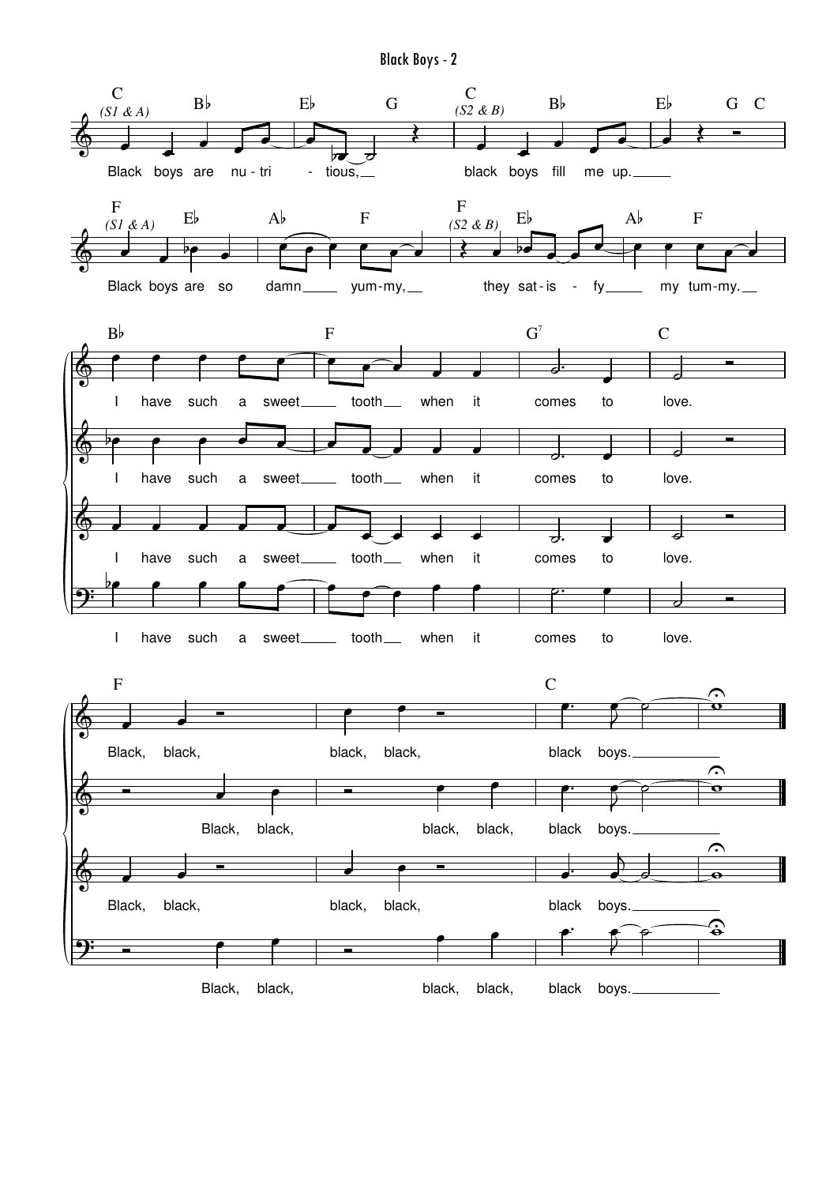C B♭ E♭ G C B♭ E♭ G C

*(S1 & A)* Black boys are nu - tri - tious,

*(S2 & B)* black boys fill me up.

F E♭ A♭ F F E♭ A♭ F

*(S1 & A)* Black boys are so damn yum-my,

*(S2 & B)* they sat - is - fy my tum-my.

B♭ F $G^7$ C

I have such a sweet tooth when it comes to love.

I have such a sweet tooth when it comes to love.

I have such a sweet tooth when it comes to love.

I have such a sweet tooth when it comes to love.

F C

Black, black, black, black, black boys.

Black, black, black, black, black boys.

Black, black, black, black, black boys.

Black, black, black, black, black boys.